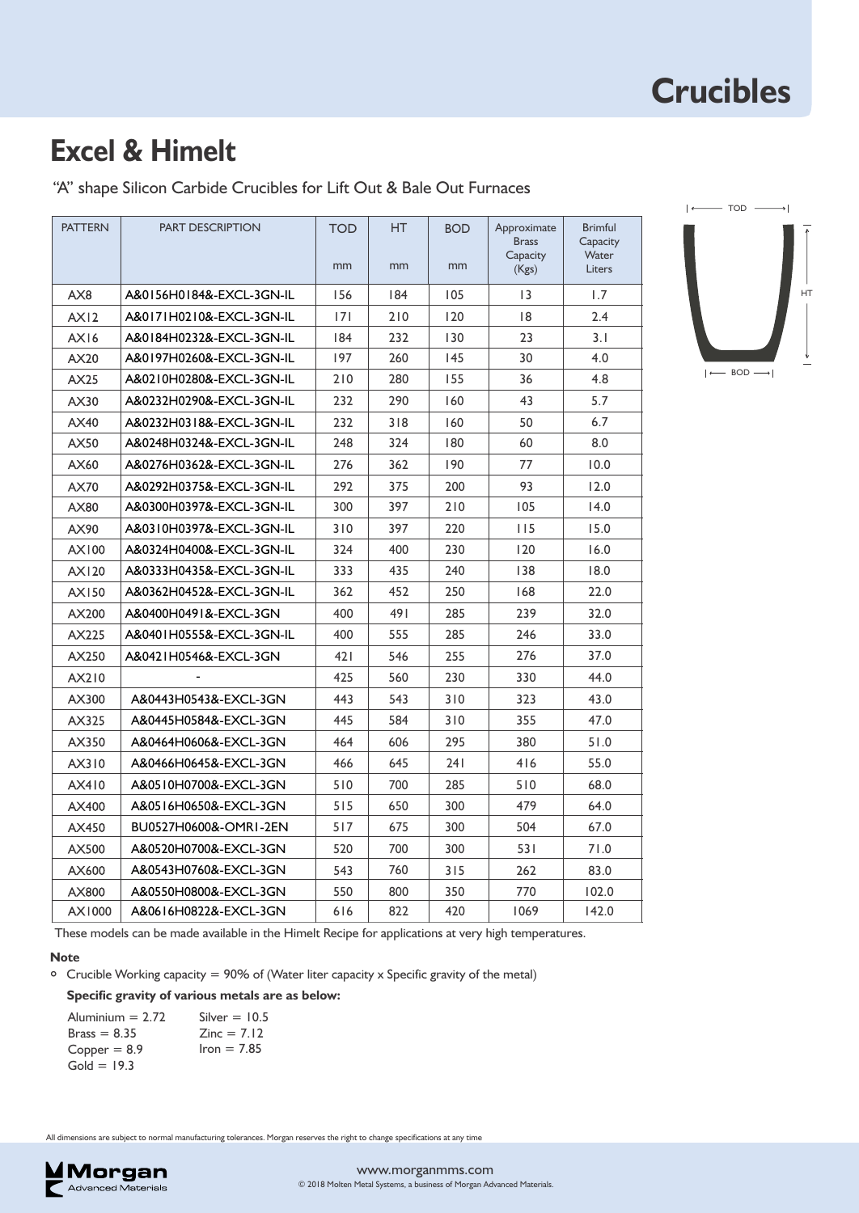# Crucibles

## Excel & Himelt

"A" shape Silicon Carbide Crucibles for Lift Out & Bale Out Furnaces

| PATTERN | PART DESCRIPTION | TOD mm | HT mm | BOD mm | Approximate Brass Capacity (Kgs) | Brimful Capacity Water Liters |
|---|---|---|---|---|---|---|
| AX8 | A&0156H0184&-EXCL-3GN-IL | 156 | 184 | 105 | 13 | 1.7 |
| AX12 | A&0171H0210&-EXCL-3GN-IL | 171 | 210 | 120 | 18 | 2.4 |
| AX16 | A&0184H0232&-EXCL-3GN-IL | 184 | 232 | 130 | 23 | 3.1 |
| AX20 | A&0197H0260&-EXCL-3GN-IL | 197 | 260 | 145 | 30 | 4.0 |
| AX25 | A&0210H0280&-EXCL-3GN-IL | 210 | 280 | 155 | 36 | 4.8 |
| AX30 | A&0232H0290&-EXCL-3GN-IL | 232 | 290 | 160 | 43 | 5.7 |
| AX40 | A&0232H0318&-EXCL-3GN-IL | 232 | 318 | 160 | 50 | 6.7 |
| AX50 | A&0248H0324&-EXCL-3GN-IL | 248 | 324 | 180 | 60 | 8.0 |
| AX60 | A&0276H0362&-EXCL-3GN-IL | 276 | 362 | 190 | 77 | 10.0 |
| AX70 | A&0292H0375&-EXCL-3GN-IL | 292 | 375 | 200 | 93 | 12.0 |
| AX80 | A&0300H0397&-EXCL-3GN-IL | 300 | 397 | 210 | 105 | 14.0 |
| AX90 | A&0310H0397&-EXCL-3GN-IL | 310 | 397 | 220 | 115 | 15.0 |
| AX100 | A&0324H0400&-EXCL-3GN-IL | 324 | 400 | 230 | 120 | 16.0 |
| AX120 | A&0333H0435&-EXCL-3GN-IL | 333 | 435 | 240 | 138 | 18.0 |
| AX150 | A&0362H0452&-EXCL-3GN-IL | 362 | 452 | 250 | 168 | 22.0 |
| AX200 | A&0400H0491&-EXCL-3GN | 400 | 491 | 285 | 239 | 32.0 |
| AX225 | A&0401H0555&-EXCL-3GN-IL | 400 | 555 | 285 | 246 | 33.0 |
| AX250 | A&0421H0546&-EXCL-3GN | 421 | 546 | 255 | 276 | 37.0 |
| AX210 | - | 425 | 560 | 230 | 330 | 44.0 |
| AX300 | A&0443H0543&-EXCL-3GN | 443 | 543 | 310 | 323 | 43.0 |
| AX325 | A&0445H0584&-EXCL-3GN | 445 | 584 | 310 | 355 | 47.0 |
| AX350 | A&0464H0606&-EXCL-3GN | 464 | 606 | 295 | 380 | 51.0 |
| AX310 | A&0466H0645&-EXCL-3GN | 466 | 645 | 241 | 416 | 55.0 |
| AX410 | A&0510H0700&-EXCL-3GN | 510 | 700 | 285 | 510 | 68.0 |
| AX400 | A&0516H0650&-EXCL-3GN | 515 | 650 | 300 | 479 | 64.0 |
| AX450 | BU0527H0600&-OMRI-2EN | 517 | 675 | 300 | 504 | 67.0 |
| AX500 | A&0520H0700&-EXCL-3GN | 520 | 700 | 300 | 531 | 71.0 |
| AX600 | A&0543H0760&-EXCL-3GN | 543 | 760 | 315 | 262 | 83.0 |
| AX800 | A&0550H0800&-EXCL-3GN | 550 | 800 | 350 | 770 | 102.0 |
| AX1000 | A&0616H0822&-EXCL-3GN | 616 | 822 | 420 | 1069 | 142.0 |

These models can be made available in the Himelt Recipe for applications at very high temperatures.

**Note**

- Crucible Working capacity = 90% of (Water liter capacity x Specific gravity of the metal)

**Specific gravity of various metals are as below:**

Aluminium = 2.72
Brass = 8.35
Copper = 8.9
Gold = 19.3
Silver = 10.5
Zinc = 7.12
Iron = 7.85

All dimensions are subject to normal manufacturing tolerances. Morgan reserves the right to change specifications at any time

www.morganmms.com
© 2018 Molten Metal Systems, a business of Morgan Advanced Materials.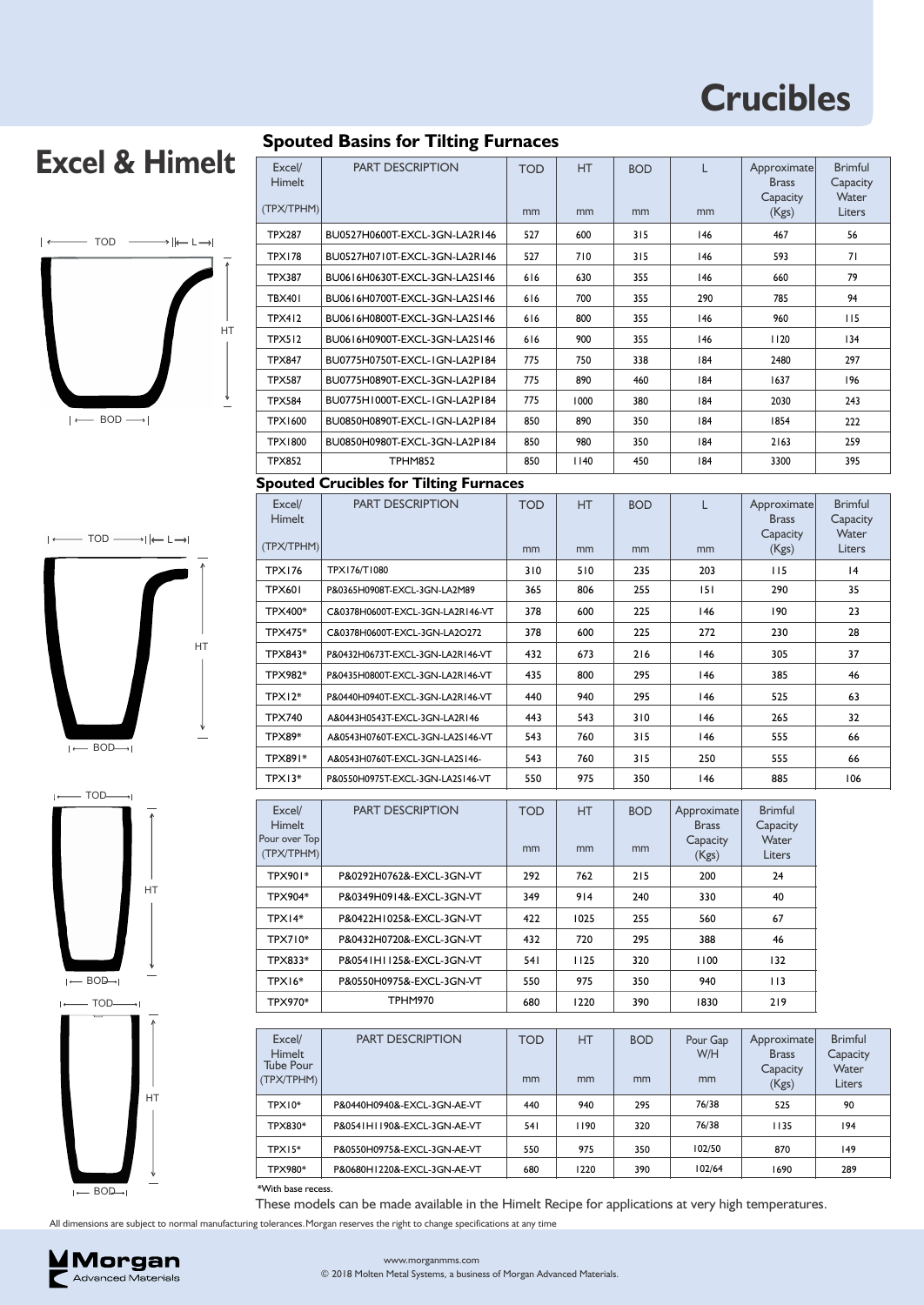# Crucibles

## Excel & Himelt

### Spouted Basins for Tilting Furnaces

| Excel/ Himelt (TPX/TPHM) | PART DESCRIPTION | TOD mm | HT mm | BOD mm | L mm | Approximate Brass Capacity (Kgs) | Brimful Capacity Water Liters |
|---|---|---|---|---|---|---|---|
| TPX287 | BU0527H0600T-EXCL-3GN-LA2R146 | 527 | 600 | 315 | 146 | 467 | 56 |
| TPX178 | BU0527H0710T-EXCL-3GN-LA2R146 | 527 | 710 | 315 | 146 | 593 | 71 |
| TPX387 | BU0616H0630T-EXCL-3GN-LA2S146 | 616 | 630 | 355 | 146 | 660 | 79 |
| TBX401 | BU0616H0700T-EXCL-3GN-LA2S146 | 616 | 700 | 355 | 290 | 785 | 94 |
| TPX412 | BU0616H0800T-EXCL-3GN-LA2S146 | 616 | 800 | 355 | 146 | 960 | 115 |
| TPX512 | BU0616H0900T-EXCL-3GN-LA2S146 | 616 | 900 | 355 | 146 | 1120 | 134 |
| TPX847 | BU0775H0750T-EXCL-1GN-LA2P184 | 775 | 750 | 338 | 184 | 2480 | 297 |
| TPX587 | BU0775H0890T-EXCL-3GN-LA2P184 | 775 | 890 | 460 | 184 | 1637 | 196 |
| TPX584 | BU0775H1000T-EXCL-1GN-LA2P184 | 775 | 1000 | 380 | 184 | 2030 | 243 |
| TPX1600 | BU0850H0890T-EXCL-3GN-LA2P184 | 850 | 890 | 350 | 184 | 1854 | 222 |
| TPX1800 | BU0850H0980T-EXCL-3GN-LA2P184 | 850 | 980 | 350 | 184 | 2163 | 259 |
| TPX852 | TPHM852 | 850 | 1140 | 450 | 184 | 3300 | 395 |

### Spouted Crucibles for Tilting Furnaces

| Excel/ Himelt (TPX/TPHM) | PART DESCRIPTION | TOD mm | HT mm | BOD mm | L mm | Approximate Brass Capacity (Kgs) | Brimful Capacity Water Liters |
|---|---|---|---|---|---|---|---|
| TPX176 | TPX176/T1080 | 310 | 510 | 235 | 203 | 115 | 14 |
| TPX601 | P&0365H0908T-EXCL-3GN-LA2M89 | 365 | 806 | 255 | 151 | 290 | 35 |
| TPX400* | C&0378H0600T-EXCL-3GN-LA2R146-VT | 378 | 600 | 225 | 146 | 190 | 23 |
| TPX475* | C&0378H0600T-EXCL-3GN-LA2O272 | 378 | 600 | 225 | 272 | 230 | 28 |
| TPX843* | P&0432H0673T-EXCL-3GN-LA2R146-VT | 432 | 673 | 216 | 146 | 305 | 37 |
| TPX982* | P&0435H0800T-EXCL-3GN-LA2R146-VT | 435 | 800 | 295 | 146 | 385 | 46 |
| TPX12* | P&0440H0940T-EXCL-3GN-LA2R146-VT | 440 | 940 | 295 | 146 | 525 | 63 |
| TPX740 | A&0443H0543T-EXCL-3GN-LA2R146 | 443 | 543 | 310 | 146 | 265 | 32 |
| TPX89* | A&0543H0760T-EXCL-3GN-LA2S146-VT | 543 | 760 | 315 | 146 | 555 | 66 |
| TPX891* | A&0543H0760T-EXCL-3GN-LA2S146- | 543 | 760 | 315 | 250 | 555 | 66 |
| TPX13* | P&0550H0975T-EXCL-3GN-LA2S146-VT | 550 | 975 | 350 | 146 | 885 | 106 |

| Excel/ Himelt Pour over Top (TPX/TPHM) | PART DESCRIPTION | TOD mm | HT mm | BOD mm | Approximate Brass Capacity (Kgs) | Brimful Capacity Water Liters |
|---|---|---|---|---|---|---|
| TPX901* | P&0292H0762&-EXCL-3GN-VT | 292 | 762 | 215 | 200 | 24 |
| TPX904* | P&0349H0914&-EXCL-3GN-VT | 349 | 914 | 240 | 330 | 40 |
| TPX14* | P&0422H1025&-EXCL-3GN-VT | 422 | 1025 | 255 | 560 | 67 |
| TPX710* | P&0432H0720&-EXCL-3GN-VT | 432 | 720 | 295 | 388 | 46 |
| TPX833* | P&0541H1125&-EXCL-3GN-VT | 541 | 1125 | 320 | 1100 | 132 |
| TPX16* | P&0550H0975&-EXCL-3GN-VT | 550 | 975 | 350 | 940 | 113 |
| TPX970* | TPHM970 | 680 | 1220 | 390 | 1830 | 219 |

| Excel/ Himelt Tube Pour (TPX/TPHM) | PART DESCRIPTION | TOD mm | HT mm | BOD mm | Pour Gap W/H mm | Approximate Brass Capacity (Kgs) | Brimful Capacity Water Liters |
|---|---|---|---|---|---|---|---|
| TPX10* | P&0440H0940&-EXCL-3GN-AE-VT | 440 | 940 | 295 | 76/38 | 525 | 90 |
| TPX830* | P&0541H1190&-EXCL-3GN-AE-VT | 541 | 1190 | 320 | 76/38 | 1135 | 194 |
| TPX15* | P&0550H0975&-EXCL-3GN-AE-VT | 550 | 975 | 350 | 102/50 | 870 | 149 |
| TPX980* | P&0680H1220&-EXCL-3GN-AE-VT | 680 | 1220 | 390 | 102/64 | 1690 | 289 |

*With base recess.

These models can be made available in the Himelt Recipe for applications at very high temperatures.

All dimensions are subject to normal manufacturing tolerances. Morgan reserves the right to change specifications at any time

www.morganmms.com

© 2018 Molten Metal Systems, a business of Morgan Advanced Materials.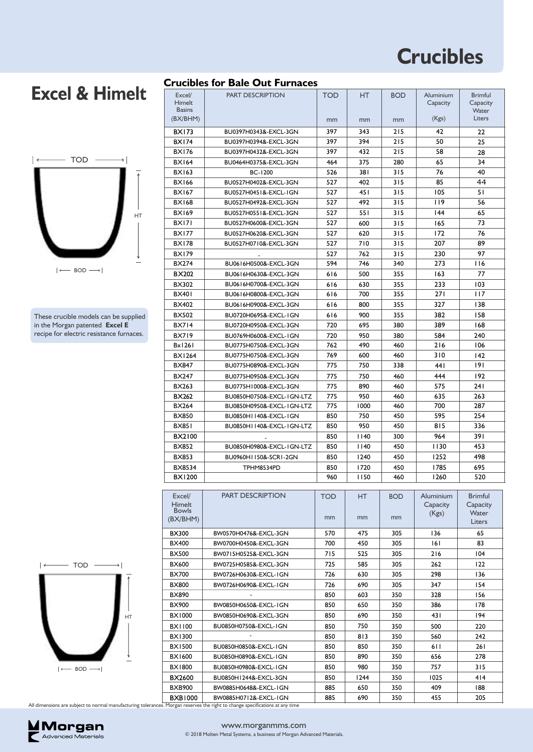# Crucibles

## Excel & Himelt

TOD

HT

BOD

These crucible models can be supplied in the Morgan patented **Excel E** recipe for electric resistance furnaces.

### Crucibles for Bale Out Furnaces

| Excel/ Himelt Basins (BX/BHM) | PART DESCRIPTION | TOD mm | HT mm | BOD mm | Aluminium Capacity (Kgs) | Brimful Capacity Water Liters |
|---|---|---|---|---|---|---|
| BX173 | BU0397H0343&-EXCL-3GN | 397 | 343 | 215 | 42 | 22 |
| BX174 | BU0397H0394&-EXCL-3GN | 397 | 394 | 215 | 50 | 25 |
| BX176 | BU0397H0432&-EXCL-3GN | 397 | 432 | 215 | 58 | 28 |
| BX164 | BU0464H0375&-EXCL-3GN | 464 | 375 | 280 | 65 | 34 |
| BX163 | BC-1200 | 526 | 381 | 315 | 76 | 40 |
| BX166 | BU0527H0402&-EXCL-3GN | 527 | 402 | 315 | 85 | 44 |
| BX167 | BU0527H0451&-EXCL-1GN | 527 | 451 | 315 | 105 | 51 |
| BX168 | BU0527H0492&-EXCL-3GN | 527 | 492 | 315 | 119 | 56 |
| BX169 | BU0527H0551&-EXCL-3GN | 527 | 551 | 315 | 144 | 65 |
| BX171 | BU0527H0600&-EXCL-3GN | 527 | 600 | 315 | 165 | 73 |
| BX177 | BU0527H0620&-EXCL-3GN | 527 | 620 | 315 | 172 | 76 |
| BX178 | BU0527H0710&-EXCL-3GN | 527 | 710 | 315 | 207 | 89 |
| BX179 | - | 527 | 762 | 315 | 230 | 97 |
| BX274 | BU0616H0500&-EXCL-3GN | 594 | 746 | 340 | 273 | 116 |
| BX202 | BU0616H0630&-EXCL-3GN | 616 | 500 | 355 | 163 | 77 |
| BX302 | BU0616H0700&-EXCL-3GN | 616 | 630 | 355 | 233 | 103 |
| BX401 | BU0616H0800&-EXCL-3GN | 616 | 700 | 355 | 271 | 117 |
| BX402 | BU0616H0900&-EXCL-3GN | 616 | 800 | 355 | 327 | 138 |
| BX502 | BU0720H0695&-EXCL-1GN | 616 | 900 | 355 | 382 | 158 |
| BX714 | BU0720H0950&-EXCL-3GN | 720 | 695 | 380 | 389 | 168 |
| BX719 | BU0769H0600&-EXCL-1GN | 720 | 950 | 380 | 584 | 240 |
| Bx1261 | BU0775H0750&-EXCL-3GN | 762 | 490 | 460 | 216 | 106 |
| BX1264 | BU0775H0750&-EXCL-3GN | 769 | 600 | 460 | 310 | 142 |
| BX847 | BU0775H0890&-EXCL-3GN | 775 | 750 | 338 | 441 | 191 |
| BX247 | BU0775H0950&-EXCL-3GN | 775 | 750 | 460 | 444 | 192 |
| BX263 | BU0775H1000&-EXCL-3GN | 775 | 890 | 460 | 575 | 241 |
| BX262 | BU0850H0750&-EXCL-1GN-LTZ | 775 | 950 | 460 | 635 | 263 |
| BX264 | BU0850H0950&-EXCL-1GN-LTZ | 775 | 1000 | 460 | 700 | 287 |
| BX850 | BU0850H1140&-EXCL-1GN | 850 | 750 | 450 | 595 | 254 |
| BX851 | BU0850H1140&-EXCL-1GN-LTZ | 850 | 950 | 450 | 815 | 336 |
| BX2100 | - | 850 | 1140 | 300 | 964 | 391 |
| BX852 | BU0850H0980&-EXCL-1GN-LTZ | 850 | 1140 | 450 | 1130 | 453 |
| BX853 | BU0960H1150&-SCR1-2GN | 850 | 1240 | 450 | 1252 | 498 |
| BX8534 | TPHM8534PD | 850 | 1720 | 450 | 1785 | 695 |
| BX1200 | | 960 | 1150 | 460 | 1260 | 520 |

TOD

HT

BOD

| Excel/ Himelt Bowls (BX/BHM) | PART DESCRIPTION | TOD mm | HT mm | BOD mm | Aluminium Capacity (Kgs) | Brimful Capacity Water Liters |
|---|---|---|---|---|---|---|
| BX300 | BW0570H0476&-EXCL-3GN | 570 | 475 | 305 | 136 | 65 |
| BX400 | BW0700H0450&-EXCL-3GN | 700 | 450 | 305 | 161 | 83 |
| BX500 | BW0715H0525&-EXCL-3GN | 715 | 525 | 305 | 216 | 104 |
| BX600 | BW0725H0585&-EXCL-3GN | 725 | 585 | 305 | 262 | 122 |
| BX700 | BW0726H0630&-EXCL-1GN | 726 | 630 | 305 | 298 | 136 |
| BX800 | BW0726H0690&-EXCL-1GN | 726 | 690 | 305 | 347 | 154 |
| BX890 | - | 850 | 603 | 350 | 328 | 156 |
| BX900 | BW0850H0650&-EXCL-1GN | 850 | 650 | 350 | 386 | 178 |
| BX1000 | BW0850H0690&-EXCL-3GN | 850 | 690 | 350 | 431 | 194 |
| BX1100 | BU0850H0750&-EXCL-1GN | 850 | 750 | 350 | 500 | 220 |
| BX1300 | - | 850 | 813 | 350 | 560 | 242 |
| BX1500 | BU0850H0850&-EXCL-1GN | 850 | 850 | 350 | 611 | 261 |
| BX1600 | BU0850H0890&-EXCL-1GN | 850 | 890 | 350 | 656 | 278 |
| BX1800 | BU0850H0980&-EXCL-1GN | 850 | 980 | 350 | 757 | 315 |
| BX2600 | BU0850H1244&-EXCL-3GN | 850 | 1244 | 350 | 1025 | 414 |
| BXB900 | BW0885H0648&-EXCL-1GN | 885 | 650 | 350 | 409 | 188 |
| BXB1000 | BW0885H0712&-EXCL-1GN | 885 | 690 | 350 | 455 | 205 |

All dimensions are subject to normal manufacturing tolerances. Morgan reserves the right to change specifications at any time

Morgan Advanced Materials

www.morganmms.com

© 2018 Molten Metal Systems, a business of Morgan Advanced Materials.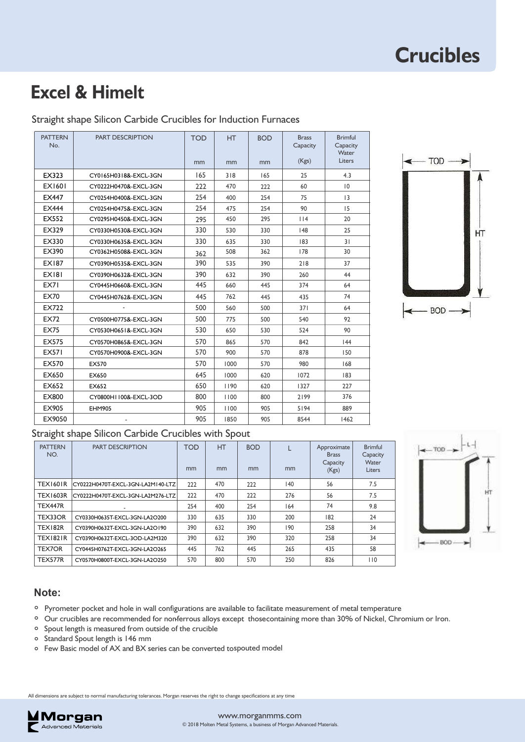# Crucibles

## Excel & Himelt

Straight shape Silicon Carbide Crucibles for Induction Furnaces

| PATTERN No. | PART DESCRIPTION | TOD mm | HT mm | BOD mm | Brass Capacity (Kgs) | Brimful Capacity Water Liters |
|---|---|---|---|---|---|---|
| EX323 | CY0165H0318&-EXCL-3GN | 165 | 318 | 165 | 25 | 4.3 |
| EX1601 | CY0222H0470&-EXCL-3GN | 222 | 470 | 222 | 60 | 10 |
| EX447 | CY0254H0400&-EXCL-3GN | 254 | 400 | 254 | 75 | 13 |
| EX444 | CY0254H0475&-EXCL-3GN | 254 | 475 | 254 | 90 | 15 |
| EX552 | CY0295H0450&-EXCL-3GN | 295 | 450 | 295 | 114 | 20 |
| EX329 | CY0330H0530&-EXCL-3GN | 330 | 530 | 330 | 148 | 25 |
| EX330 | CY0330H0635&-EXCL-3GN | 330 | 635 | 330 | 183 | 31 |
| EX390 | CY0362H0508&-EXCL-3GN | 362 | 508 | 362 | 178 | 30 |
| EX187 | CY0390H0535&-EXCL-3GN | 390 | 535 | 390 | 218 | 37 |
| EX181 | CY0390H0632&-EXCL-3GN | 390 | 632 | 390 | 260 | 44 |
| EX71 | CY0445H0660&-EXCL-3GN | 445 | 660 | 445 | 374 | 64 |
| EX70 | CY0445H0762&-EXCL-3GN | 445 | 762 | 445 | 435 | 74 |
| EX722 | - | 500 | 560 | 500 | 371 | 64 |
| EX72 | CY0500H0775&-EXCL-3GN | 500 | 775 | 500 | 540 | 92 |
| EX75 | CY0530H0651&-EXCL-3GN | 530 | 650 | 530 | 524 | 90 |
| EX575 | CY0570H0865&-EXCL-3GN | 570 | 865 | 570 | 842 | 144 |
| EX571 | CY0570H0900&-EXCL-3GN | 570 | 900 | 570 | 878 | 150 |
| EX570 | EX570 | 570 | 1000 | 570 | 980 | 168 |
| EX650 | EX650 | 645 | 1000 | 620 | 1072 | 183 |
| EX652 | EX652 | 650 | 1190 | 620 | 1327 | 227 |
| EX800 | CY0800H1100&-EXCL-3OD | 800 | 1100 | 800 | 2199 | 376 |
| EX905 | EHM905 | 905 | 1100 | 905 | 5194 | 889 |
| EX9050 | - | 905 | 1850 | 905 | 8544 | 1462 |

Straight shape Silicon Carbide Crucibles with Spout

| PATTERN NO. | PART DESCRIPTION | TOD mm | HT mm | BOD mm | L mm | Approximate Brass Capacity (Kgs) | Brimful Capacity Water Liters |
|---|---|---|---|---|---|---|---|
| TEX1601R | CY0222H0470T-EXCL-3GN-LA2M140-LTZ | 222 | 470 | 222 | 140 | 56 | 7.5 |
| TEX1603R | CY0222H0470T-EXCL-3GN-LA2M276-LTZ | 222 | 470 | 222 | 276 | 56 | 7.5 |
| TEX447R | - | 254 | 400 | 254 | 164 | 74 | 9.8 |
| TEX33OR | CY0330H0635T-EXCL-3GN-LA2O200 | 330 | 635 | 330 | 200 | 182 | 24 |
| TEX182R | CY0390H0632T-EXCL-3GN-LA2O190 | 390 | 632 | 390 | 190 | 258 | 34 |
| TEX1821R | CY0390H0632T-EXCL-3OD-LA2M320 | 390 | 632 | 390 | 320 | 258 | 34 |
| TEX7OR | CY0445H0762T-EXCL-3GN-LA2O265 | 445 | 762 | 445 | 265 | 435 | 58 |
| TEX577R | CY0570H0800T-EXCL-3GN-LA2O250 | 570 | 800 | 570 | 250 | 826 | 110 |

### Note:

- Pyrometer pocket and hole in wall configurations are available to facilitate measurement of metal temperature
- Our crucibles are recommended for non-ferrous alloys except thosecontaining more than 30% of Nickel, Chromium or Iron.
- Spout length is measured from outside of the crucible
- Standard Spout length is 146 mm
- Few Basic model of AX and BX series can be converted tospouted model

All dimensions are subject to normal manufacturing tolerances. Morgan reserves the right to change specifications at any time

www.morganmms.com

© 2018 Molten Metal Systems, a business of Morgan Advanced Materials.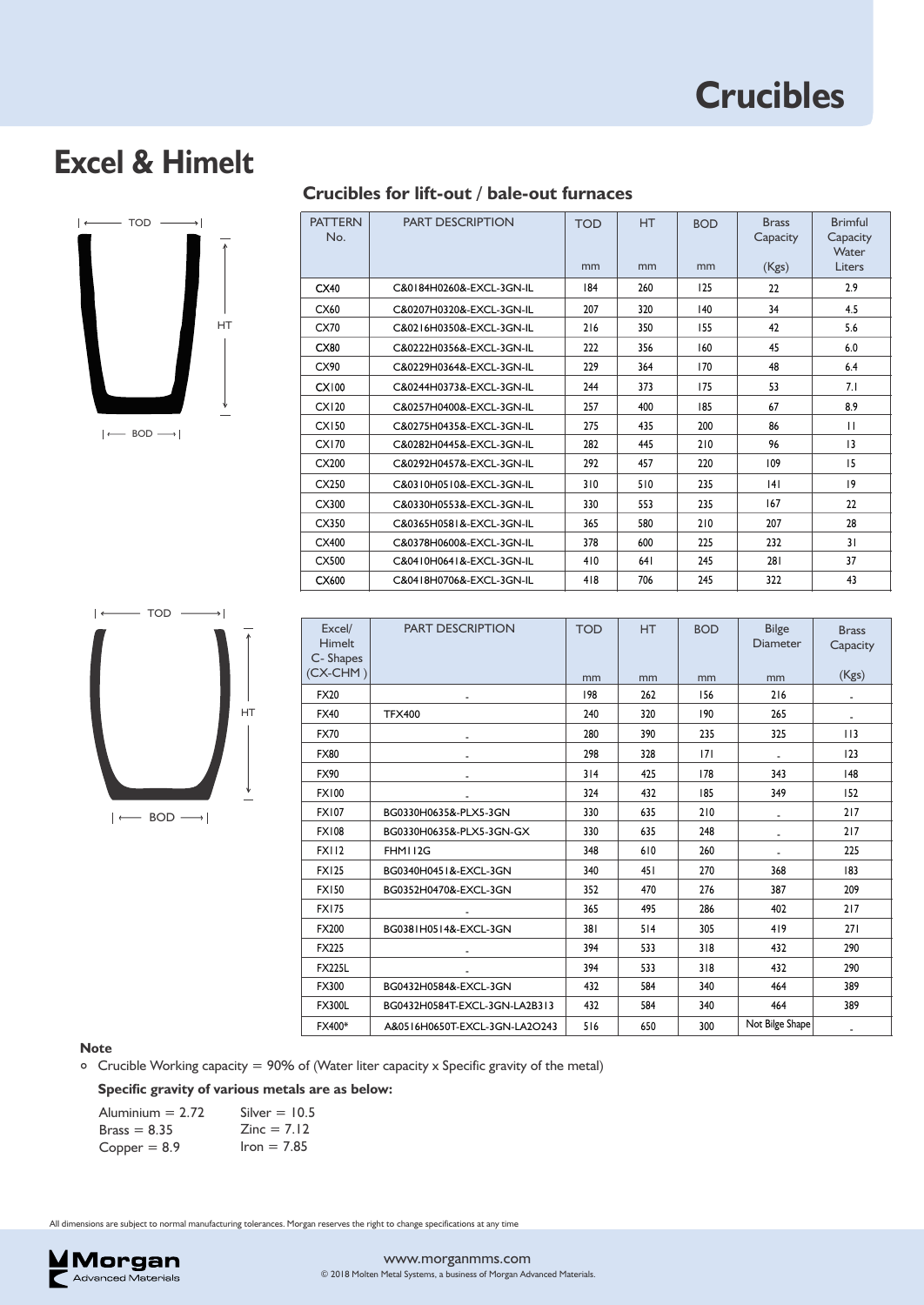# Crucibles

## Excel & Himelt

### Crucibles for lift-out / bale-out furnaces

| PATTERN No. | PART DESCRIPTION | TOD mm | HT mm | BOD mm | Brass Capacity (Kgs) | Brimful Capacity Water Liters |
|---|---|---|---|---|---|---|
| CX40 | C&0184H0260&-EXCL-3GN-IL | 184 | 260 | 125 | 22 | 2.9 |
| CX60 | C&0207H0320&-EXCL-3GN-IL | 207 | 320 | 140 | 34 | 4.5 |
| CX70 | C&0216H0350&-EXCL-3GN-IL | 216 | 350 | 155 | 42 | 5.6 |
| CX80 | C&0222H0356&-EXCL-3GN-IL | 222 | 356 | 160 | 45 | 6.0 |
| CX90 | C&0229H0364&-EXCL-3GN-IL | 229 | 364 | 170 | 48 | 6.4 |
| CX100 | C&0244H0373&-EXCL-3GN-IL | 244 | 373 | 175 | 53 | 7.1 |
| CX120 | C&0257H0400&-EXCL-3GN-IL | 257 | 400 | 185 | 67 | 8.9 |
| CX150 | C&0275H0435&-EXCL-3GN-IL | 275 | 435 | 200 | 86 | 11 |
| CX170 | C&0282H0445&-EXCL-3GN-IL | 282 | 445 | 210 | 96 | 13 |
| CX200 | C&0292H0457&-EXCL-3GN-IL | 292 | 457 | 220 | 109 | 15 |
| CX250 | C&0310H0510&-EXCL-3GN-IL | 310 | 510 | 235 | 141 | 19 |
| CX300 | C&0330H0553&-EXCL-3GN-IL | 330 | 553 | 235 | 167 | 22 |
| CX350 | C&0365H0581&-EXCL-3GN-IL | 365 | 580 | 210 | 207 | 28 |
| CX400 | C&0378H0600&-EXCL-3GN-IL | 378 | 600 | 225 | 232 | 31 |
| CX500 | C&0410H0641&-EXCL-3GN-IL | 410 | 641 | 245 | 281 | 37 |
| CX600 | C&0418H0706&-EXCL-3GN-IL | 418 | 706 | 245 | 322 | 43 |

| Excel/ Himelt C- Shapes (CX-CHM ) | PART DESCRIPTION | TOD mm | HT mm | BOD mm | Bilge Diameter mm | Brass Capacity (Kgs) |
|---|---|---|---|---|---|---|
| FX20 | - | 198 | 262 | 156 | 216 | - |
| FX40 | TFX400 | 240 | 320 | 190 | 265 | - |
| FX70 | - | 280 | 390 | 235 | 325 | 113 |
| FX80 | - | 298 | 328 | 171 | - | 123 |
| FX90 | - | 314 | 425 | 178 | 343 | 148 |
| FX100 | - | 324 | 432 | 185 | 349 | 152 |
| FX107 | BG0330H0635&-PLX5-3GN | 330 | 635 | 210 | - | 217 |
| FX108 | BG0330H0635&-PLX5-3GN-GX | 330 | 635 | 248 | - | 217 |
| FX112 | FHM112G | 348 | 610 | 260 | - | 225 |
| FX125 | BG0340H0451&-EXCL-3GN | 340 | 451 | 270 | 368 | 183 |
| FX150 | BG0352H0470&-EXCL-3GN | 352 | 470 | 276 | 387 | 209 |
| FX175 | - | 365 | 495 | 286 | 402 | 217 |
| FX200 | BG0381H0514&-EXCL-3GN | 381 | 514 | 305 | 419 | 271 |
| FX225 | - | 394 | 533 | 318 | 432 | 290 |
| FX225L | - | 394 | 533 | 318 | 432 | 290 |
| FX300 | BG0432H0584&-EXCL-3GN | 432 | 584 | 340 | 464 | 389 |
| FX300L | BG0432H0584T-EXCL-3GN-LA2B313 | 432 | 584 | 340 | 464 | 389 |
| FX400* | A&0516H0650T-EXCL-3GN-LA2O243 | 516 | 650 | 300 | Not Bilge Shape | - |

**Note**

- Crucible Working capacity = 90% of (Water liter capacity x Specific gravity of the metal)

**Specific gravity of various metals are as below:**

| | |
|---|---|
| Aluminium = 2.72 | Silver = 10.5 |
| Brass = 8.35 | Zinc = 7.12 |
| Copper = 8.9 | Iron = 7.85 |

All dimensions are subject to normal manufacturing tolerances. Morgan reserves the right to change specifications at any time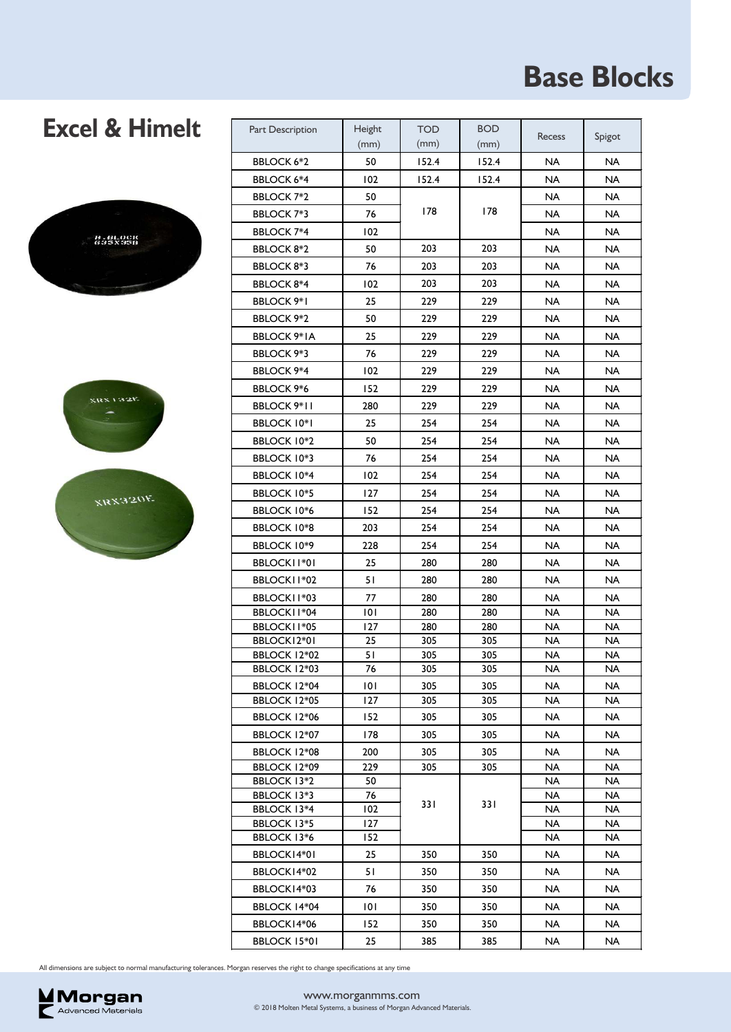# Base Blocks

## Excel & Himelt

| Part Description | Height (mm) | TOD (mm) | BOD (mm) | Recess | Spigot |
|---|---|---|---|---|---|
| BBLOCK 6*2 | 50 | 152.4 | 152.4 | NA | NA |
| BBLOCK 6*4 | 102 | 152.4 | 152.4 | NA | NA |
| BBLOCK 7*2 | 50 | 178 | 178 | NA | NA |
| BBLOCK 7*3 | 76 | | | NA | NA |
| BBLOCK 7*4 | 102 | | | NA | NA |
| BBLOCK 8*2 | 50 | 203 | 203 | NA | NA |
| BBLOCK 8*3 | 76 | 203 | 203 | NA | NA |
| BBLOCK 8*4 | 102 | 203 | 203 | NA | NA |
| BBLOCK 9*1 | 25 | 229 | 229 | NA | NA |
| BBLOCK 9*2 | 50 | 229 | 229 | NA | NA |
| BBLOCK 9*1A | 25 | 229 | 229 | NA | NA |
| BBLOCK 9*3 | 76 | 229 | 229 | NA | NA |
| BBLOCK 9*4 | 102 | 229 | 229 | NA | NA |
| BBLOCK 9*6 | 152 | 229 | 229 | NA | NA |
| BBLOCK 9*11 | 280 | 229 | 229 | NA | NA |
| BBLOCK 10*1 | 25 | 254 | 254 | NA | NA |
| BBLOCK 10*2 | 50 | 254 | 254 | NA | NA |
| BBLOCK 10*3 | 76 | 254 | 254 | NA | NA |
| BBLOCK 10*4 | 102 | 254 | 254 | NA | NA |
| BBLOCK 10*5 | 127 | 254 | 254 | NA | NA |
| BBLOCK 10*6 | 152 | 254 | 254 | NA | NA |
| BBLOCK 10*8 | 203 | 254 | 254 | NA | NA |
| BBLOCK 10*9 | 228 | 254 | 254 | NA | NA |
| BBLOCK11*01 | 25 | 280 | 280 | NA | NA |
| BBLOCK11*02 | 51 | 280 | 280 | NA | NA |
| BBLOCK11*03 | 77 | 280 | 280 | NA | NA |
| BBLOCK11*04 | 101 | 280 | 280 | NA | NA |
| BBLOCK11*05 | 127 | 280 | 280 | NA | NA |
| BBLOCK12*01 | 25 | 305 | 305 | NA | NA |
| BBLOCK 12*02 | 51 | 305 | 305 | NA | NA |
| BBLOCK 12*03 | 76 | 305 | 305 | NA | NA |
| BBLOCK 12*04 | 101 | 305 | 305 | NA | NA |
| BBLOCK 12*05 | 127 | 305 | 305 | NA | NA |
| BBLOCK 12*06 | 152 | 305 | 305 | NA | NA |
| BBLOCK 12*07 | 178 | 305 | 305 | NA | NA |
| BBLOCK 12*08 | 200 | 305 | 305 | NA | NA |
| BBLOCK 12*09 | 229 | 305 | 305 | NA | NA |
| BBLOCK 13*2 | 50 | 331 | 331 | NA | NA |
| BBLOCK 13*3 | 76 | | | NA | NA |
| BBLOCK 13*4 | 102 | | | NA | NA |
| BBLOCK 13*5 | 127 | | | NA | NA |
| BBLOCK 13*6 | 152 | | | NA | NA |
| BBLOCK14*01 | 25 | 350 | 350 | NA | NA |
| BBLOCK14*02 | 51 | 350 | 350 | NA | NA |
| BBLOCK14*03 | 76 | 350 | 350 | NA | NA |
| BBLOCK 14*04 | 101 | 350 | 350 | NA | NA |
| BBLOCK14*06 | 152 | 350 | 350 | NA | NA |
| BBLOCK 15*01 | 25 | 385 | 385 | NA | NA |

All dimensions are subject to normal manufacturing tolerances. Morgan reserves the right to change specifications at any time

www.morganmms.com

© 2018 Molten Metal Systems, a business of Morgan Advanced Materials.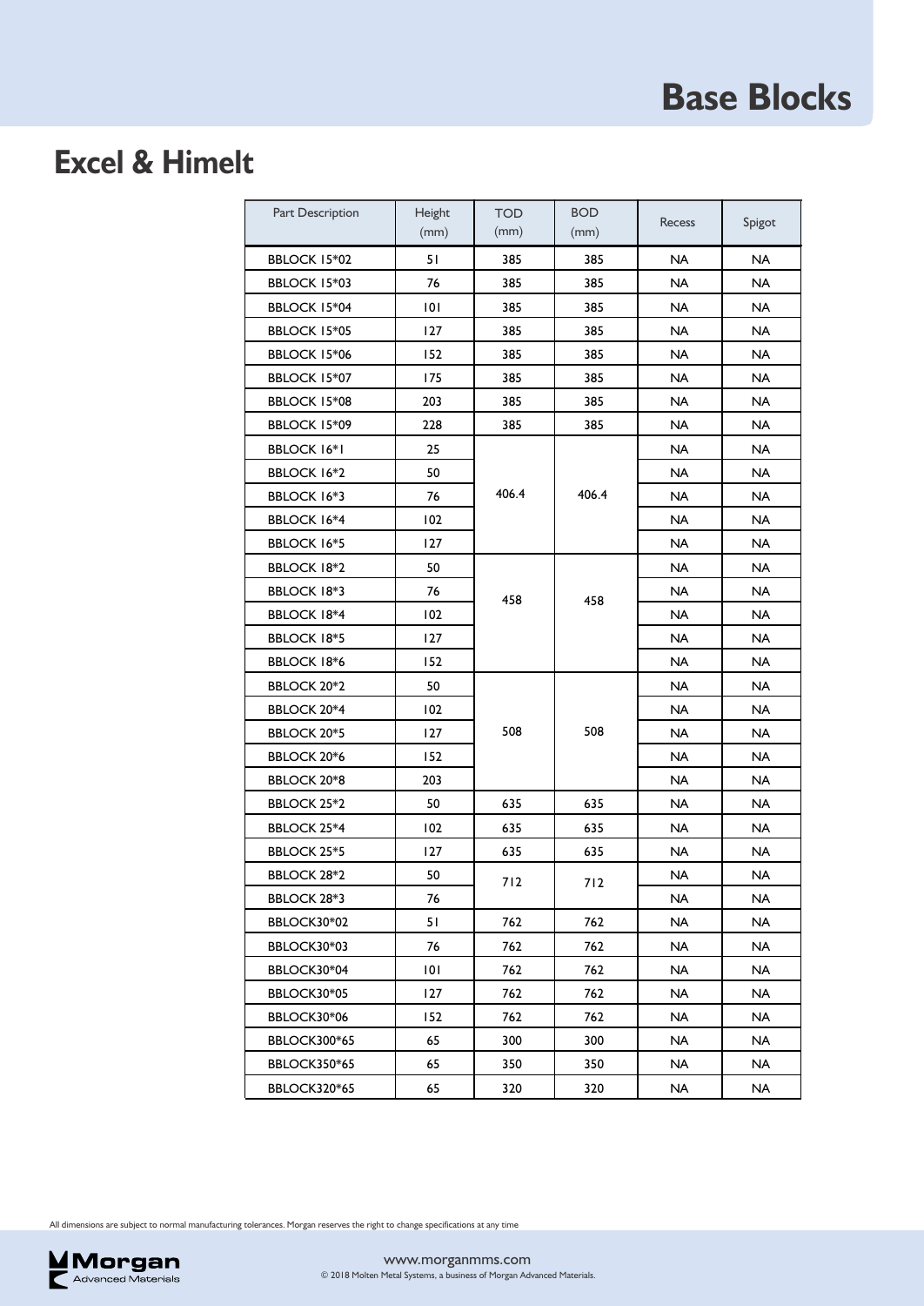# Base Blocks

## Excel & Himelt

| Part Description | Height (mm) | TOD (mm) | BOD (mm) | Recess | Spigot |
|---|---|---|---|---|---|
| BBLOCK 15*02 | 51 | 385 | 385 | NA | NA |
| BBLOCK 15*03 | 76 | 385 | 385 | NA | NA |
| BBLOCK 15*04 | 101 | 385 | 385 | NA | NA |
| BBLOCK 15*05 | 127 | 385 | 385 | NA | NA |
| BBLOCK 15*06 | 152 | 385 | 385 | NA | NA |
| BBLOCK 15*07 | 175 | 385 | 385 | NA | NA |
| BBLOCK 15*08 | 203 | 385 | 385 | NA | NA |
| BBLOCK 15*09 | 228 | 385 | 385 | NA | NA |
| BBLOCK 16*1 | 25 | 406.4 | 406.4 | NA | NA |
| BBLOCK 16*2 | 50 | 406.4 | 406.4 | NA | NA |
| BBLOCK 16*3 | 76 | 406.4 | 406.4 | NA | NA |
| BBLOCK 16*4 | 102 | 406.4 | 406.4 | NA | NA |
| BBLOCK 16*5 | 127 | 406.4 | 406.4 | NA | NA |
| BBLOCK 18*2 | 50 | 458 | 458 | NA | NA |
| BBLOCK 18*3 | 76 | 458 | 458 | NA | NA |
| BBLOCK 18*4 | 102 | 458 | 458 | NA | NA |
| BBLOCK 18*5 | 127 | 458 | 458 | NA | NA |
| BBLOCK 18*6 | 152 | 458 | 458 | NA | NA |
| BBLOCK 20*2 | 50 | 508 | 508 | NA | NA |
| BBLOCK 20*4 | 102 | 508 | 508 | NA | NA |
| BBLOCK 20*5 | 127 | 508 | 508 | NA | NA |
| BBLOCK 20*6 | 152 | 508 | 508 | NA | NA |
| BBLOCK 20*8 | 203 | 508 | 508 | NA | NA |
| BBLOCK 25*2 | 50 | 635 | 635 | NA | NA |
| BBLOCK 25*4 | 102 | 635 | 635 | NA | NA |
| BBLOCK 25*5 | 127 | 635 | 635 | NA | NA |
| BBLOCK 28*2 | 50 | 712 | 712 | NA | NA |
| BBLOCK 28*3 | 76 | 712 | 712 | NA | NA |
| BBLOCK30*02 | 51 | 762 | 762 | NA | NA |
| BBLOCK30*03 | 76 | 762 | 762 | NA | NA |
| BBLOCK30*04 | 101 | 762 | 762 | NA | NA |
| BBLOCK30*05 | 127 | 762 | 762 | NA | NA |
| BBLOCK30*06 | 152 | 762 | 762 | NA | NA |
| BBLOCK300*65 | 65 | 300 | 300 | NA | NA |
| BBLOCK350*65 | 65 | 350 | 350 | NA | NA |
| BBLOCK320*65 | 65 | 320 | 320 | NA | NA |

All dimensions are subject to normal manufacturing tolerances. Morgan reserves the right to change specifications at any time

Morgan Advanced Materials

www.morganmms.com

© 2018 Molten Metal Systems, a business of Morgan Advanced Materials.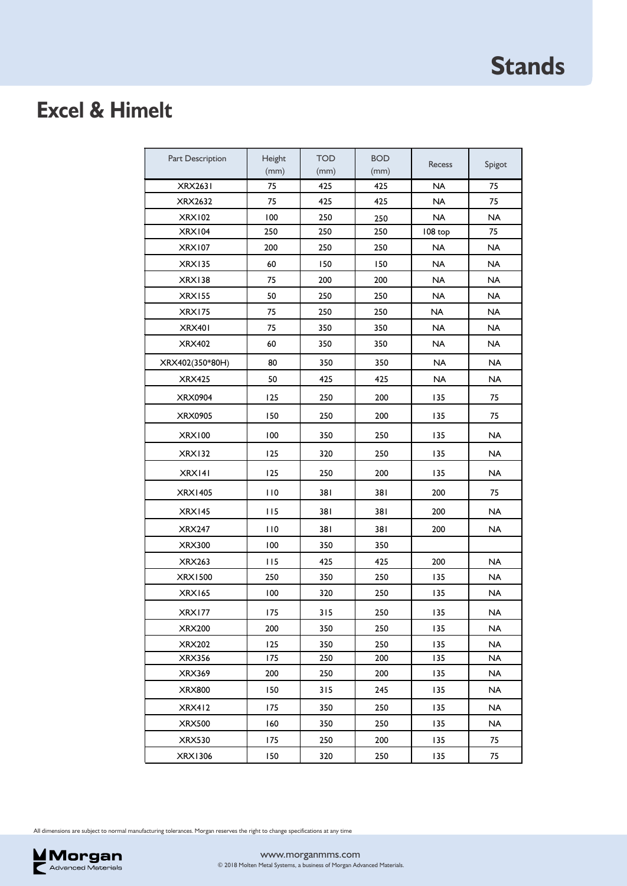# Stands

## Excel & Himelt

| Part Description | Height (mm) | TOD (mm) | BOD (mm) | Recess | Spigot |
|---|---|---|---|---|---|
| XRX2631 | 75 | 425 | 425 | NA | 75 |
| XRX2632 | 75 | 425 | 425 | NA | 75 |
| XRX102 | 100 | 250 | 250 | NA | NA |
| XRX104 | 250 | 250 | 250 | 108 top | 75 |
| XRX107 | 200 | 250 | 250 | NA | NA |
| XRX135 | 60 | 150 | 150 | NA | NA |
| XRX138 | 75 | 200 | 200 | NA | NA |
| XRX155 | 50 | 250 | 250 | NA | NA |
| XRX175 | 75 | 250 | 250 | NA | NA |
| XRX401 | 75 | 350 | 350 | NA | NA |
| XRX402 | 60 | 350 | 350 | NA | NA |
| XRX402(350*80H) | 80 | 350 | 350 | NA | NA |
| XRX425 | 50 | 425 | 425 | NA | NA |
| XRX0904 | 125 | 250 | 200 | 135 | 75 |
| XRX0905 | 150 | 250 | 200 | 135 | 75 |
| XRX100 | 100 | 350 | 250 | 135 | NA |
| XRX132 | 125 | 320 | 250 | 135 | NA |
| XRX141 | 125 | 250 | 200 | 135 | NA |
| XRX1405 | 110 | 381 | 381 | 200 | 75 |
| XRX145 | 115 | 381 | 381 | 200 | NA |
| XRX247 | 110 | 381 | 381 | 200 | NA |
| XRX300 | 100 | 350 | 350 | | |
| XRX263 | 115 | 425 | 425 | 200 | NA |
| XRX1500 | 250 | 350 | 250 | 135 | NA |
| XRX165 | 100 | 320 | 250 | 135 | NA |
| XRX177 | 175 | 315 | 250 | 135 | NA |
| XRX200 | 200 | 350 | 250 | 135 | NA |
| XRX202 | 125 | 350 | 250 | 135 | NA |
| XRX356 | 175 | 250 | 200 | 135 | NA |
| XRX369 | 200 | 250 | 200 | 135 | NA |
| XRX800 | 150 | 315 | 245 | 135 | NA |
| XRX412 | 175 | 350 | 250 | 135 | NA |
| XRX500 | 160 | 350 | 250 | 135 | NA |
| XRX530 | 175 | 250 | 200 | 135 | 75 |
| XRX1306 | 150 | 320 | 250 | 135 | 75 |

All dimensions are subject to normal manufacturing tolerances. Morgan reserves the right to change specifications at any time

Morgan Advanced Materials

www.morganmms.com

© 2018 Molten Metal Systems, a business of Morgan Advanced Materials.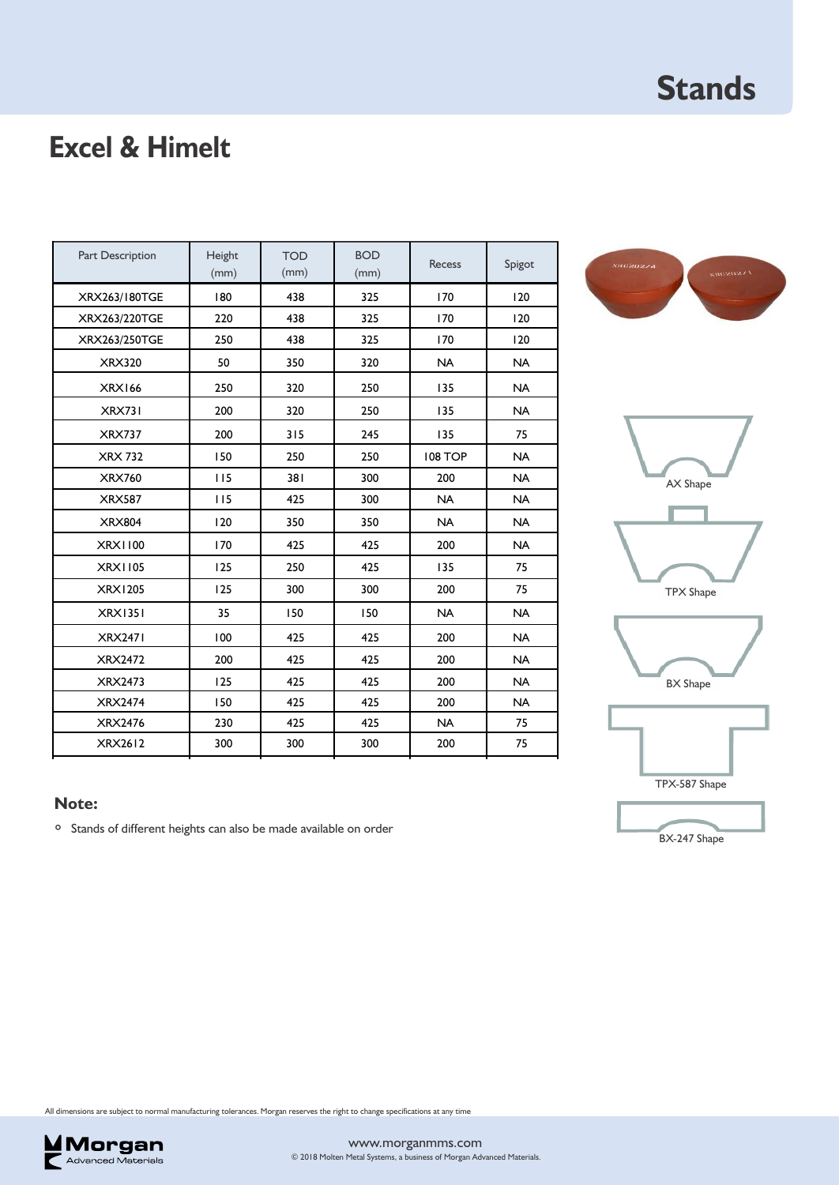# Stands

## Excel & Himelt

| Part Description | Height (mm) | TOD (mm) | BOD (mm) | Recess | Spigot |
|---|---|---|---|---|---|
| XRX263/180TGE | 180 | 438 | 325 | 170 | 120 |
| XRX263/220TGE | 220 | 438 | 325 | 170 | 120 |
| XRX263/250TGE | 250 | 438 | 325 | 170 | 120 |
| XRX320 | 50 | 350 | 320 | NA | NA |
| XRX166 | 250 | 320 | 250 | 135 | NA |
| XRX731 | 200 | 320 | 250 | 135 | NA |
| XRX737 | 200 | 315 | 245 | 135 | 75 |
| XRX 732 | 150 | 250 | 250 | 108 TOP | NA |
| XRX760 | 115 | 381 | 300 | 200 | NA |
| XRX587 | 115 | 425 | 300 | NA | NA |
| XRX804 | 120 | 350 | 350 | NA | NA |
| XRX1100 | 170 | 425 | 425 | 200 | NA |
| XRX1105 | 125 | 250 | 425 | 135 | 75 |
| XRX1205 | 125 | 300 | 300 | 200 | 75 |
| XRX1351 | 35 | 150 | 150 | NA | NA |
| XRX2471 | 100 | 425 | 425 | 200 | NA |
| XRX2472 | 200 | 425 | 425 | 200 | NA |
| XRX2473 | 125 | 425 | 425 | 200 | NA |
| XRX2474 | 150 | 425 | 425 | 200 | NA |
| XRX2476 | 230 | 425 | 425 | NA | 75 |
| XRX2612 | 300 | 300 | 300 | 200 | 75 |

AX Shape

TPX Shape

BX Shape

TPX-587 Shape

BX-247 Shape

**Note:**

- Stands of different heights can also be made available on order

All dimensions are subject to normal manufacturing tolerances. Morgan reserves the right to change specifications at any time

www.morganmms.com

© 2018 Molten Metal Systems, a business of Morgan Advanced Materials.